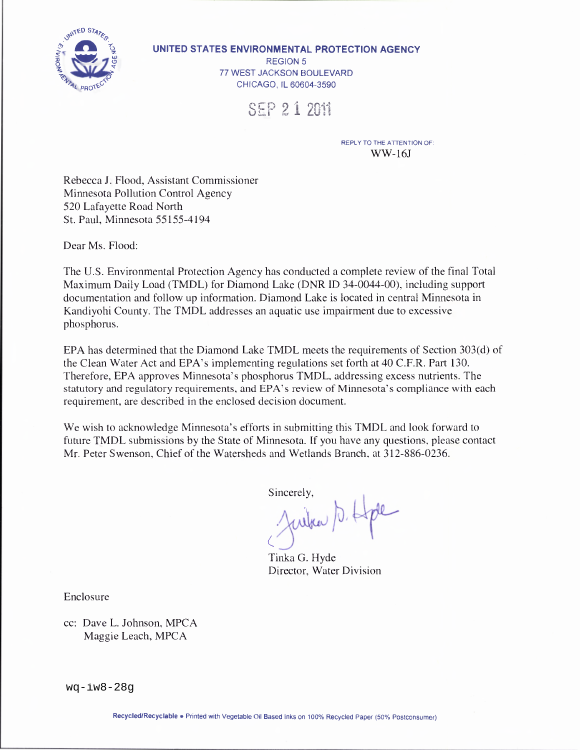**UNITED STATES ENVIRONMENTAL PROTECTION AGENCY**
REGION 5
77 WEST JACKSON BOULEVARD
CHICAGO, IL 60604-3590

SEP 21 2011

REPLY TO THE ATTENTION OF:
WW-16J

Rebecca J. Flood, Assistant Commissioner
Minnesota Pollution Control Agency
520 Lafayette Road North
St. Paul, Minnesota 55155-4194

Dear Ms. Flood:

The U.S. Environmental Protection Agency has conducted a complete review of the final Total Maximum Daily Load (TMDL) for Diamond Lake (DNR ID 34-0044-00), including support documentation and follow up information. Diamond Lake is located in central Minnesota in Kandiyohi County. The TMDL addresses an aquatic use impairment due to excessive phosphorus.

EPA has determined that the Diamond Lake TMDL meets the requirements of Section 303(d) of the Clean Water Act and EPA's implementing regulations set forth at 40 C.F.R. Part 130. Therefore, EPA approves Minnesota's phosphorus TMDL, addressing excess nutrients. The statutory and regulatory requirements, and EPA's review of Minnesota's compliance with each requirement, are described in the enclosed decision document.

We wish to acknowledge Minnesota's efforts in submitting this TMDL and look forward to future TMDL submissions by the State of Minnesota. If you have any questions, please contact Mr. Peter Swenson, Chief of the Watersheds and Wetlands Branch, at 312-886-0236.

Sincerely,

Tinka G. Hyde
Director, Water Division

Enclosure

cc: Dave L. Johnson, MPCA
Maggie Leach, MPCA

wq-iw8-28g

Recycled/Recyclable • Printed with Vegetable Oil Based Inks on 100% Recycled Paper (50% Postconsumer)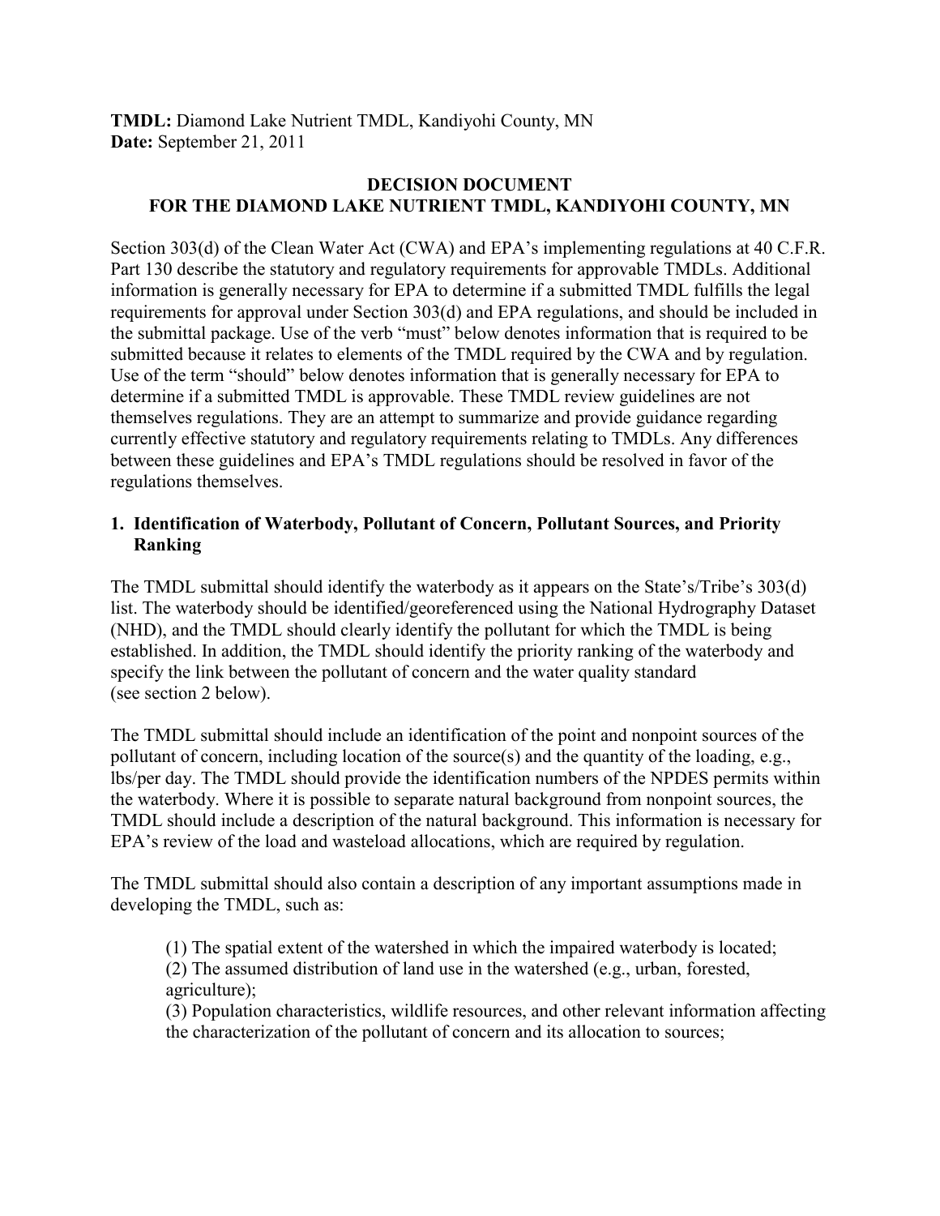**TMDL:** Diamond Lake Nutrient TMDL, Kandiyohi County, MN
**Date:** September 21, 2011

## DECISION DOCUMENT
## FOR THE DIAMOND LAKE NUTRIENT TMDL, KANDIYOHI COUNTY, MN

Section 303(d) of the Clean Water Act (CWA) and EPA's implementing regulations at 40 C.F.R. Part 130 describe the statutory and regulatory requirements for approvable TMDLs. Additional information is generally necessary for EPA to determine if a submitted TMDL fulfills the legal requirements for approval under Section 303(d) and EPA regulations, and should be included in the submittal package. Use of the verb "must" below denotes information that is required to be submitted because it relates to elements of the TMDL required by the CWA and by regulation. Use of the term "should" below denotes information that is generally necessary for EPA to determine if a submitted TMDL is approvable. These TMDL review guidelines are not themselves regulations. They are an attempt to summarize and provide guidance regarding currently effective statutory and regulatory requirements relating to TMDLs. Any differences between these guidelines and EPA's TMDL regulations should be resolved in favor of the regulations themselves.

### 1. Identification of Waterbody, Pollutant of Concern, Pollutant Sources, and Priority Ranking

The TMDL submittal should identify the waterbody as it appears on the State's/Tribe's 303(d) list. The waterbody should be identified/georeferenced using the National Hydrography Dataset (NHD), and the TMDL should clearly identify the pollutant for which the TMDL is being established. In addition, the TMDL should identify the priority ranking of the waterbody and specify the link between the pollutant of concern and the water quality standard (see section 2 below).

The TMDL submittal should include an identification of the point and nonpoint sources of the pollutant of concern, including location of the source(s) and the quantity of the loading, e.g., lbs/per day. The TMDL should provide the identification numbers of the NPDES permits within the waterbody. Where it is possible to separate natural background from nonpoint sources, the TMDL should include a description of the natural background. This information is necessary for EPA's review of the load and wasteload allocations, which are required by regulation.

The TMDL submittal should also contain a description of any important assumptions made in developing the TMDL, such as:

(1) The spatial extent of the watershed in which the impaired waterbody is located;
(2) The assumed distribution of land use in the watershed (e.g., urban, forested, agriculture);
(3) Population characteristics, wildlife resources, and other relevant information affecting the characterization of the pollutant of concern and its allocation to sources;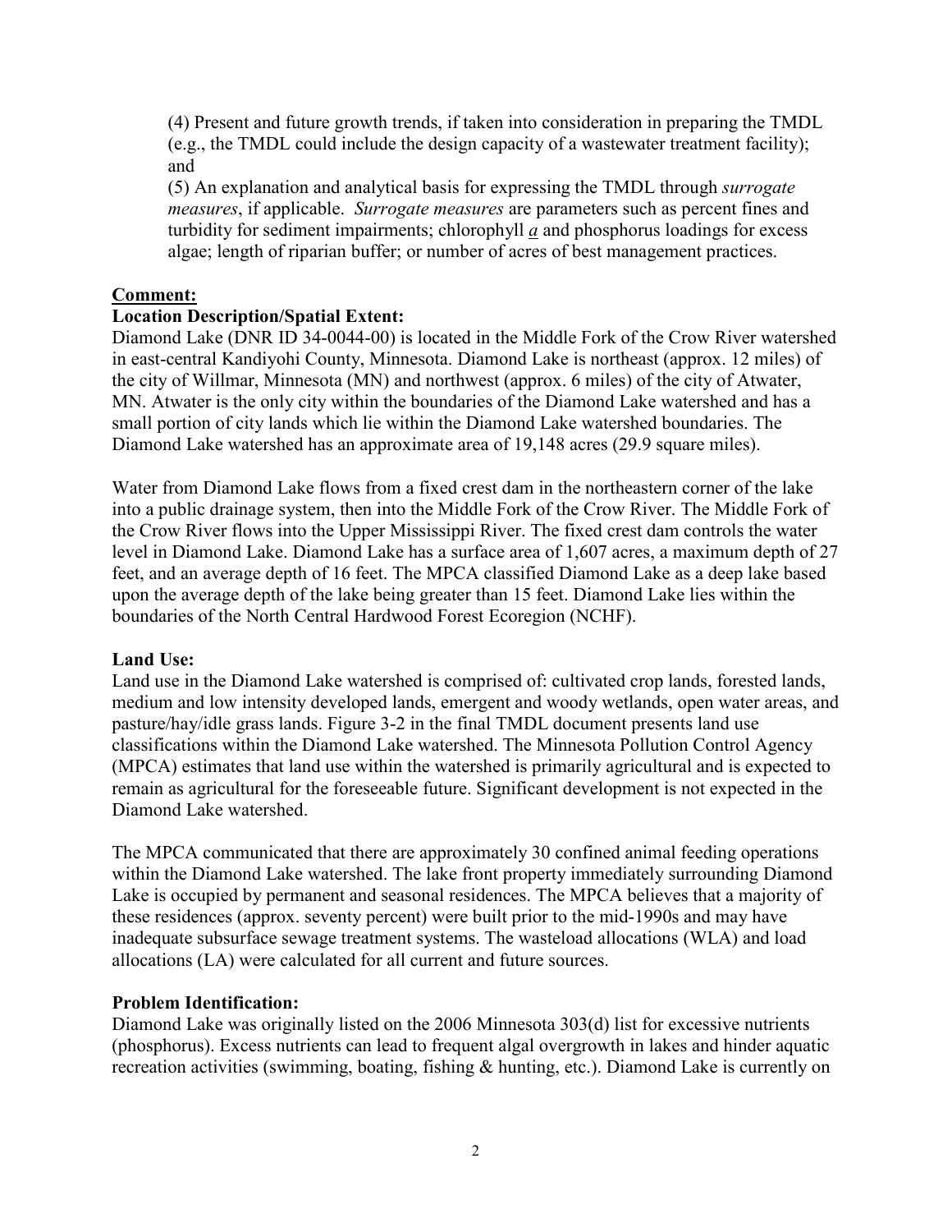(4) Present and future growth trends, if taken into consideration in preparing the TMDL (e.g., the TMDL could include the design capacity of a wastewater treatment facility); and

(5) An explanation and analytical basis for expressing the TMDL through *surrogate measures*, if applicable. *Surrogate measures* are parameters such as percent fines and turbidity for sediment impairments; chlorophyll *a* and phosphorus loadings for excess algae; length of riparian buffer; or number of acres of best management practices.

**Comment:**

**Location Description/Spatial Extent:**

Diamond Lake (DNR ID 34-0044-00) is located in the Middle Fork of the Crow River watershed in east-central Kandiyohi County, Minnesota. Diamond Lake is northeast (approx. 12 miles) of the city of Willmar, Minnesota (MN) and northwest (approx. 6 miles) of the city of Atwater, MN. Atwater is the only city within the boundaries of the Diamond Lake watershed and has a small portion of city lands which lie within the Diamond Lake watershed boundaries. The Diamond Lake watershed has an approximate area of 19,148 acres (29.9 square miles).

Water from Diamond Lake flows from a fixed crest dam in the northeastern corner of the lake into a public drainage system, then into the Middle Fork of the Crow River. The Middle Fork of the Crow River flows into the Upper Mississippi River. The fixed crest dam controls the water level in Diamond Lake. Diamond Lake has a surface area of 1,607 acres, a maximum depth of 27 feet, and an average depth of 16 feet. The MPCA classified Diamond Lake as a deep lake based upon the average depth of the lake being greater than 15 feet. Diamond Lake lies within the boundaries of the North Central Hardwood Forest Ecoregion (NCHF).

**Land Use:**

Land use in the Diamond Lake watershed is comprised of: cultivated crop lands, forested lands, medium and low intensity developed lands, emergent and woody wetlands, open water areas, and pasture/hay/idle grass lands. Figure 3-2 in the final TMDL document presents land use classifications within the Diamond Lake watershed. The Minnesota Pollution Control Agency (MPCA) estimates that land use within the watershed is primarily agricultural and is expected to remain as agricultural for the foreseeable future. Significant development is not expected in the Diamond Lake watershed.

The MPCA communicated that there are approximately 30 confined animal feeding operations within the Diamond Lake watershed. The lake front property immediately surrounding Diamond Lake is occupied by permanent and seasonal residences. The MPCA believes that a majority of these residences (approx. seventy percent) were built prior to the mid-1990s and may have inadequate subsurface sewage treatment systems. The wasteload allocations (WLA) and load allocations (LA) were calculated for all current and future sources.

**Problem Identification:**

Diamond Lake was originally listed on the 2006 Minnesota 303(d) list for excessive nutrients (phosphorus). Excess nutrients can lead to frequent algal overgrowth in lakes and hinder aquatic recreation activities (swimming, boating, fishing & hunting, etc.). Diamond Lake is currently on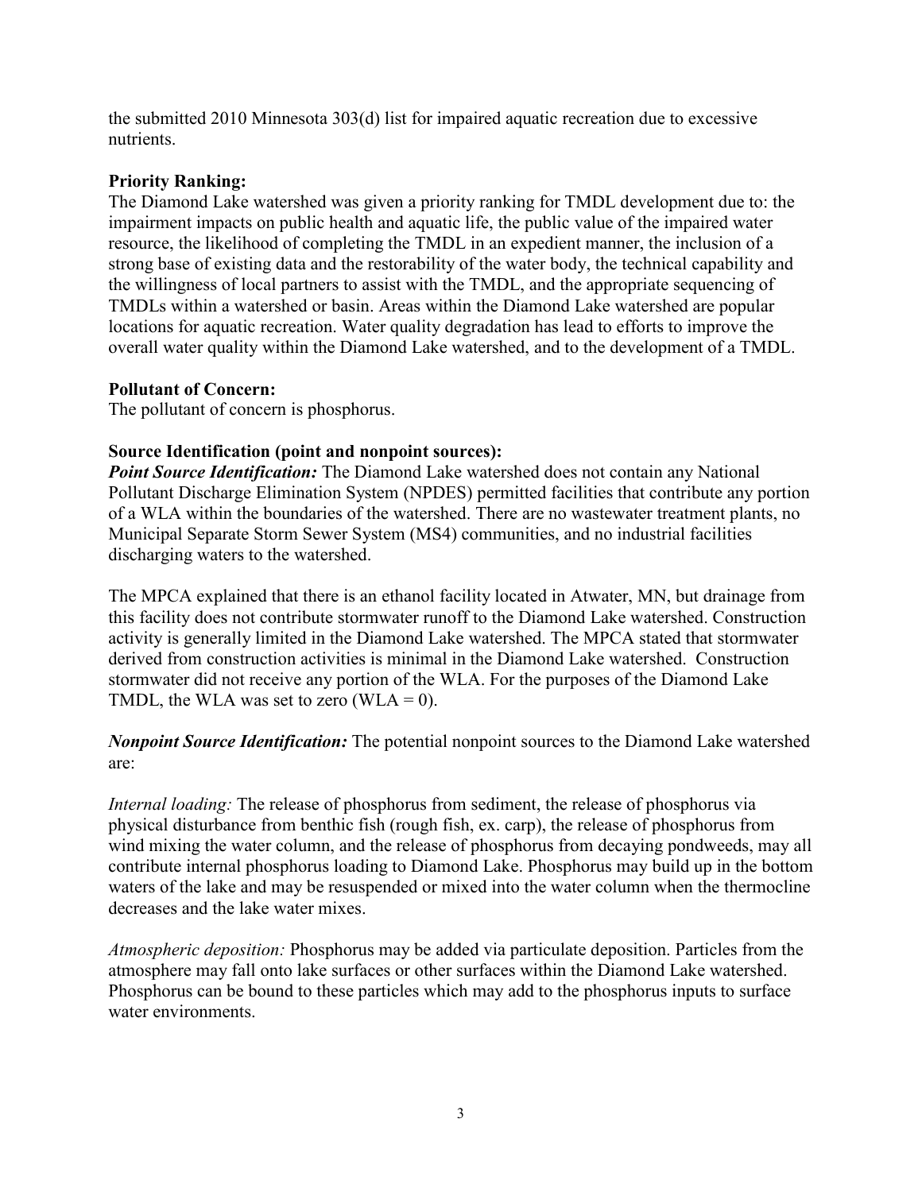the submitted 2010 Minnesota 303(d) list for impaired aquatic recreation due to excessive nutrients.

**Priority Ranking:**
The Diamond Lake watershed was given a priority ranking for TMDL development due to: the impairment impacts on public health and aquatic life, the public value of the impaired water resource, the likelihood of completing the TMDL in an expedient manner, the inclusion of a strong base of existing data and the restorability of the water body, the technical capability and the willingness of local partners to assist with the TMDL, and the appropriate sequencing of TMDLs within a watershed or basin. Areas within the Diamond Lake watershed are popular locations for aquatic recreation. Water quality degradation has lead to efforts to improve the overall water quality within the Diamond Lake watershed, and to the development of a TMDL.

**Pollutant of Concern:**
The pollutant of concern is phosphorus.

**Source Identification (point and nonpoint sources):**
***Point Source Identification:*** The Diamond Lake watershed does not contain any National Pollutant Discharge Elimination System (NPDES) permitted facilities that contribute any portion of a WLA within the boundaries of the watershed. There are no wastewater treatment plants, no Municipal Separate Storm Sewer System (MS4) communities, and no industrial facilities discharging waters to the watershed.

The MPCA explained that there is an ethanol facility located in Atwater, MN, but drainage from this facility does not contribute stormwater runoff to the Diamond Lake watershed. Construction activity is generally limited in the Diamond Lake watershed. The MPCA stated that stormwater derived from construction activities is minimal in the Diamond Lake watershed. Construction stormwater did not receive any portion of the WLA. For the purposes of the Diamond Lake TMDL, the WLA was set to zero (WLA = 0).

***Nonpoint Source Identification:*** The potential nonpoint sources to the Diamond Lake watershed are:

*Internal loading:* The release of phosphorus from sediment, the release of phosphorus via physical disturbance from benthic fish (rough fish, ex. carp), the release of phosphorus from wind mixing the water column, and the release of phosphorus from decaying pondweeds, may all contribute internal phosphorus loading to Diamond Lake. Phosphorus may build up in the bottom waters of the lake and may be resuspended or mixed into the water column when the thermocline decreases and the lake water mixes.

*Atmospheric deposition:* Phosphorus may be added via particulate deposition. Particles from the atmosphere may fall onto lake surfaces or other surfaces within the Diamond Lake watershed. Phosphorus can be bound to these particles which may add to the phosphorus inputs to surface water environments.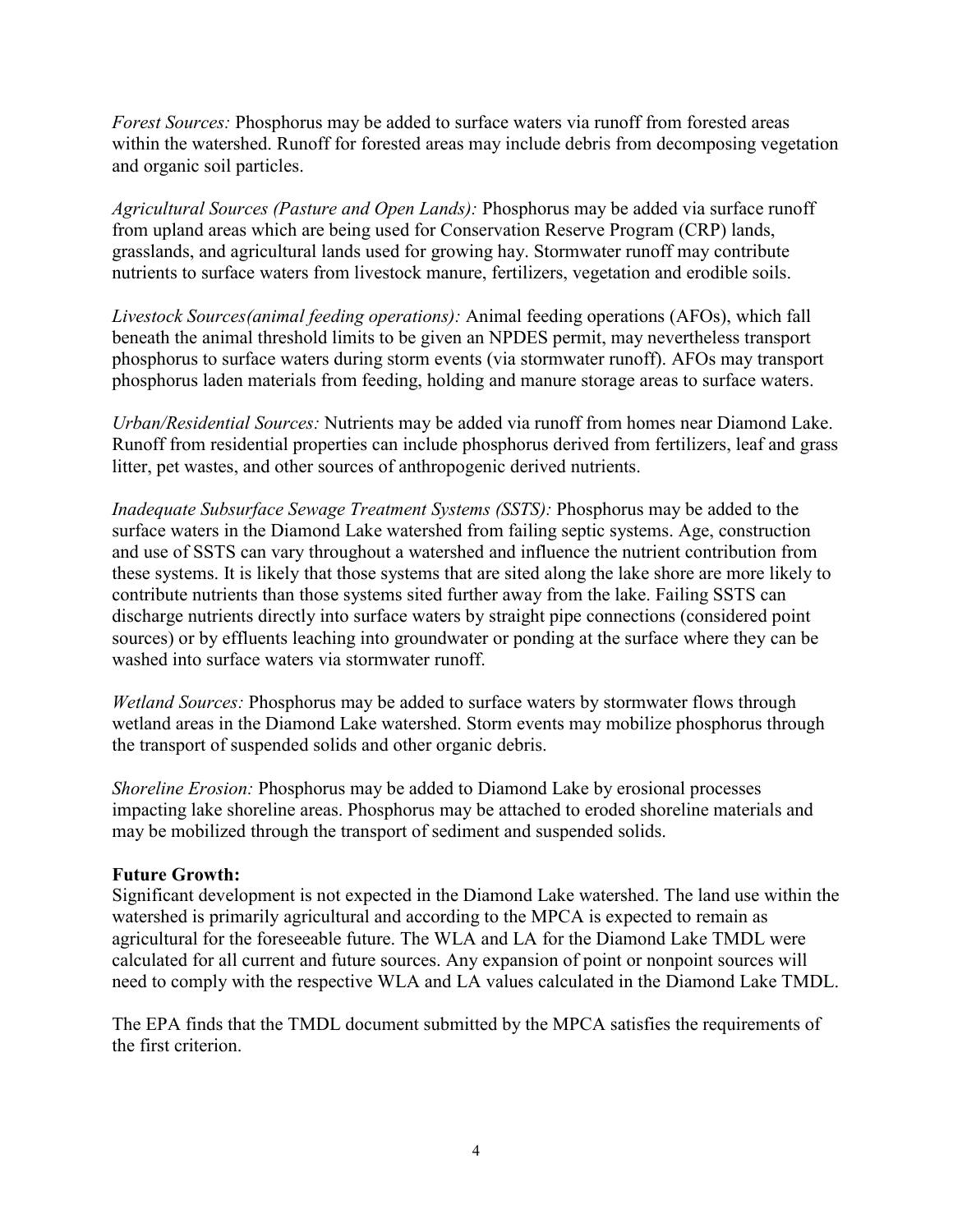*Forest Sources:* Phosphorus may be added to surface waters via runoff from forested areas within the watershed. Runoff for forested areas may include debris from decomposing vegetation and organic soil particles.

*Agricultural Sources (Pasture and Open Lands):* Phosphorus may be added via surface runoff from upland areas which are being used for Conservation Reserve Program (CRP) lands, grasslands, and agricultural lands used for growing hay. Stormwater runoff may contribute nutrients to surface waters from livestock manure, fertilizers, vegetation and erodible soils.

*Livestock Sources(animal feeding operations):* Animal feeding operations (AFOs), which fall beneath the animal threshold limits to be given an NPDES permit, may nevertheless transport phosphorus to surface waters during storm events (via stormwater runoff). AFOs may transport phosphorus laden materials from feeding, holding and manure storage areas to surface waters.

*Urban/Residential Sources:* Nutrients may be added via runoff from homes near Diamond Lake. Runoff from residential properties can include phosphorus derived from fertilizers, leaf and grass litter, pet wastes, and other sources of anthropogenic derived nutrients.

*Inadequate Subsurface Sewage Treatment Systems (SSTS):* Phosphorus may be added to the surface waters in the Diamond Lake watershed from failing septic systems. Age, construction and use of SSTS can vary throughout a watershed and influence the nutrient contribution from these systems. It is likely that those systems that are sited along the lake shore are more likely to contribute nutrients than those systems sited further away from the lake. Failing SSTS can discharge nutrients directly into surface waters by straight pipe connections (considered point sources) or by effluents leaching into groundwater or ponding at the surface where they can be washed into surface waters via stormwater runoff.

*Wetland Sources:* Phosphorus may be added to surface waters by stormwater flows through wetland areas in the Diamond Lake watershed. Storm events may mobilize phosphorus through the transport of suspended solids and other organic debris.

*Shoreline Erosion:* Phosphorus may be added to Diamond Lake by erosional processes impacting lake shoreline areas. Phosphorus may be attached to eroded shoreline materials and may be mobilized through the transport of sediment and suspended solids.

**Future Growth:**
Significant development is not expected in the Diamond Lake watershed. The land use within the watershed is primarily agricultural and according to the MPCA is expected to remain as agricultural for the foreseeable future. The WLA and LA for the Diamond Lake TMDL were calculated for all current and future sources. Any expansion of point or nonpoint sources will need to comply with the respective WLA and LA values calculated in the Diamond Lake TMDL.

The EPA finds that the TMDL document submitted by the MPCA satisfies the requirements of the first criterion.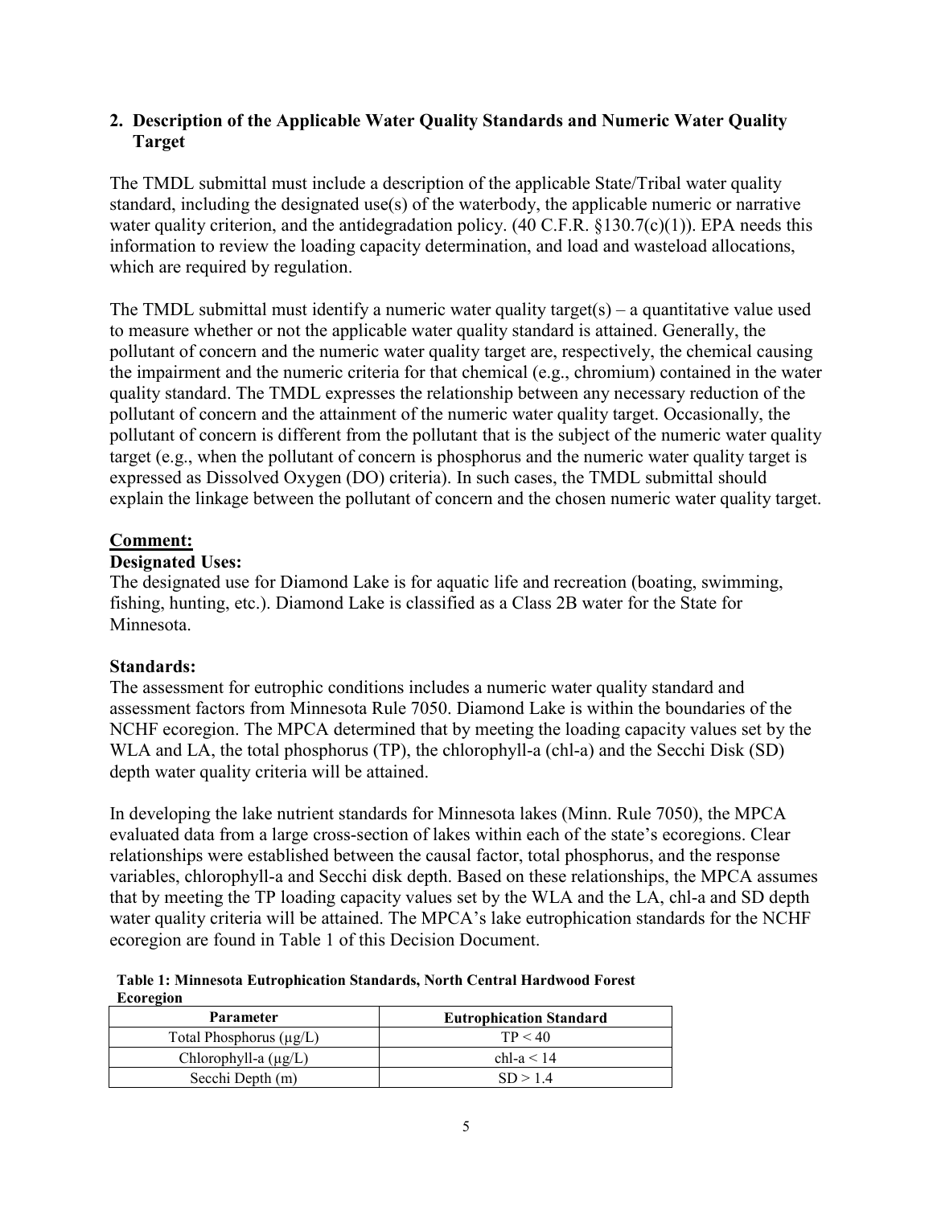## 2. Description of the Applicable Water Quality Standards and Numeric Water Quality Target

The TMDL submittal must include a description of the applicable State/Tribal water quality standard, including the designated use(s) of the waterbody, the applicable numeric or narrative water quality criterion, and the antidegradation policy. (40 C.F.R. §130.7(c)(1)). EPA needs this information to review the loading capacity determination, and load and wasteload allocations, which are required by regulation.

The TMDL submittal must identify a numeric water quality target(s) – a quantitative value used to measure whether or not the applicable water quality standard is attained. Generally, the pollutant of concern and the numeric water quality target are, respectively, the chemical causing the impairment and the numeric criteria for that chemical (e.g., chromium) contained in the water quality standard. The TMDL expresses the relationship between any necessary reduction of the pollutant of concern and the attainment of the numeric water quality target. Occasionally, the pollutant of concern is different from the pollutant that is the subject of the numeric water quality target (e.g., when the pollutant of concern is phosphorus and the numeric water quality target is expressed as Dissolved Oxygen (DO) criteria). In such cases, the TMDL submittal should explain the linkage between the pollutant of concern and the chosen numeric water quality target.

**Comment:**

**Designated Uses:**

The designated use for Diamond Lake is for aquatic life and recreation (boating, swimming, fishing, hunting, etc.). Diamond Lake is classified as a Class 2B water for the State for Minnesota.

**Standards:**

The assessment for eutrophic conditions includes a numeric water quality standard and assessment factors from Minnesota Rule 7050. Diamond Lake is within the boundaries of the NCHF ecoregion. The MPCA determined that by meeting the loading capacity values set by the WLA and LA, the total phosphorus (TP), the chlorophyll-a (chl-a) and the Secchi Disk (SD) depth water quality criteria will be attained.

In developing the lake nutrient standards for Minnesota lakes (Minn. Rule 7050), the MPCA evaluated data from a large cross-section of lakes within each of the state's ecoregions. Clear relationships were established between the causal factor, total phosphorus, and the response variables, chlorophyll-a and Secchi disk depth. Based on these relationships, the MPCA assumes that by meeting the TP loading capacity values set by the WLA and the LA, chl-a and SD depth water quality criteria will be attained. The MPCA's lake eutrophication standards for the NCHF ecoregion are found in Table 1 of this Decision Document.

**Table 1: Minnesota Eutrophication Standards, North Central Hardwood Forest Ecoregion**

| Parameter | Eutrophication Standard |
|---|---|
| Total Phosphorus (μg/L) | TP < 40 |
| Chlorophyll-a (μg/L) | chl-a < 14 |
| Secchi Depth (m) | SD > 1.4 |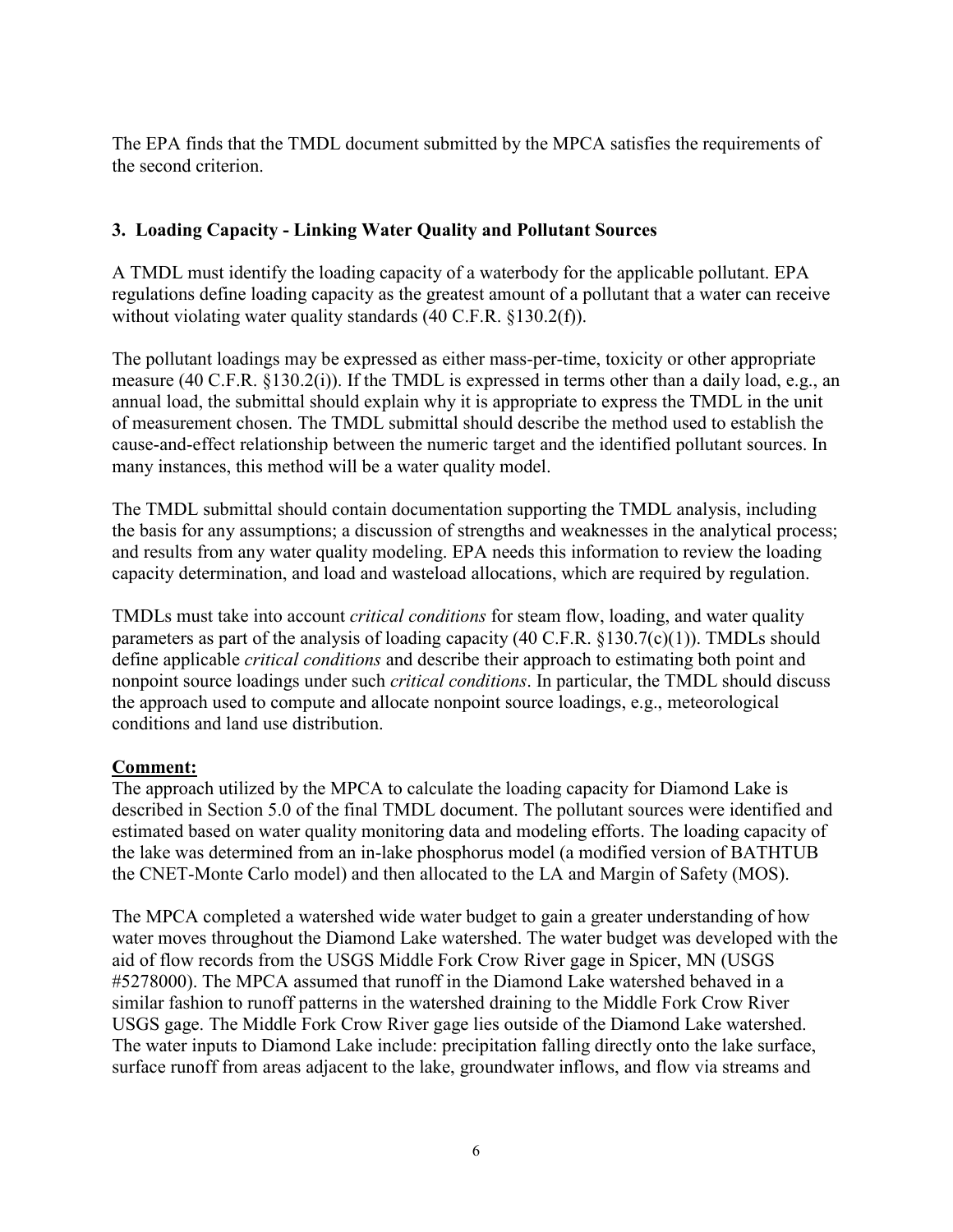The EPA finds that the TMDL document submitted by the MPCA satisfies the requirements of the second criterion.

### 3. Loading Capacity - Linking Water Quality and Pollutant Sources

A TMDL must identify the loading capacity of a waterbody for the applicable pollutant. EPA regulations define loading capacity as the greatest amount of a pollutant that a water can receive without violating water quality standards (40 C.F.R. §130.2(f)).

The pollutant loadings may be expressed as either mass-per-time, toxicity or other appropriate measure (40 C.F.R. §130.2(i)). If the TMDL is expressed in terms other than a daily load, e.g., an annual load, the submittal should explain why it is appropriate to express the TMDL in the unit of measurement chosen. The TMDL submittal should describe the method used to establish the cause-and-effect relationship between the numeric target and the identified pollutant sources. In many instances, this method will be a water quality model.

The TMDL submittal should contain documentation supporting the TMDL analysis, including the basis for any assumptions; a discussion of strengths and weaknesses in the analytical process; and results from any water quality modeling. EPA needs this information to review the loading capacity determination, and load and wasteload allocations, which are required by regulation.

TMDLs must take into account *critical conditions* for steam flow, loading, and water quality parameters as part of the analysis of loading capacity (40 C.F.R. §130.7(c)(1)). TMDLs should define applicable *critical conditions* and describe their approach to estimating both point and nonpoint source loadings under such *critical conditions*. In particular, the TMDL should discuss the approach used to compute and allocate nonpoint source loadings, e.g., meteorological conditions and land use distribution.

**Comment:**

The approach utilized by the MPCA to calculate the loading capacity for Diamond Lake is described in Section 5.0 of the final TMDL document. The pollutant sources were identified and estimated based on water quality monitoring data and modeling efforts. The loading capacity of the lake was determined from an in-lake phosphorus model (a modified version of BATHTUB the CNET-Monte Carlo model) and then allocated to the LA and Margin of Safety (MOS).

The MPCA completed a watershed wide water budget to gain a greater understanding of how water moves throughout the Diamond Lake watershed. The water budget was developed with the aid of flow records from the USGS Middle Fork Crow River gage in Spicer, MN (USGS #5278000). The MPCA assumed that runoff in the Diamond Lake watershed behaved in a similar fashion to runoff patterns in the watershed draining to the Middle Fork Crow River USGS gage. The Middle Fork Crow River gage lies outside of the Diamond Lake watershed. The water inputs to Diamond Lake include: precipitation falling directly onto the lake surface, surface runoff from areas adjacent to the lake, groundwater inflows, and flow via streams and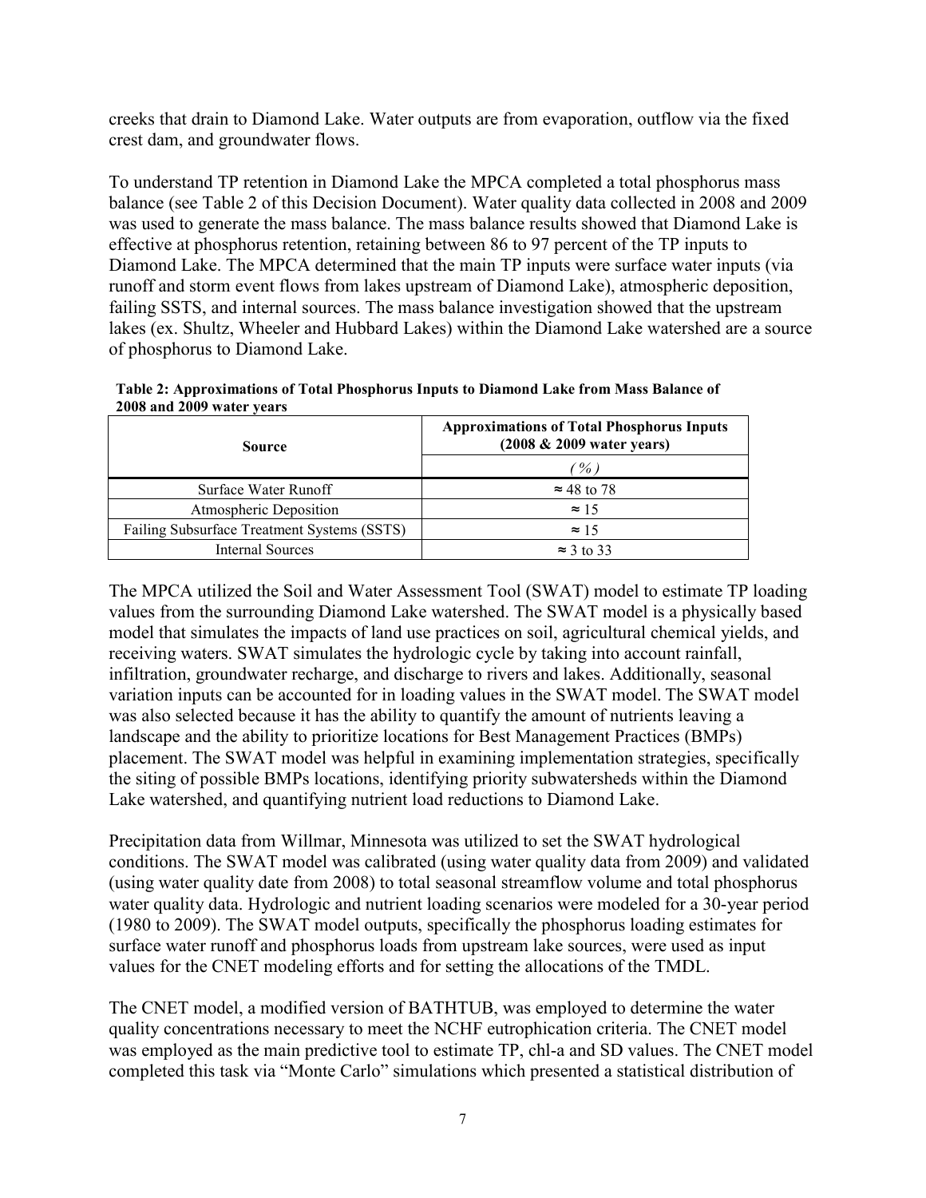creeks that drain to Diamond Lake. Water outputs are from evaporation, outflow via the fixed crest dam, and groundwater flows.

To understand TP retention in Diamond Lake the MPCA completed a total phosphorus mass balance (see Table 2 of this Decision Document). Water quality data collected in 2008 and 2009 was used to generate the mass balance. The mass balance results showed that Diamond Lake is effective at phosphorus retention, retaining between 86 to 97 percent of the TP inputs to Diamond Lake. The MPCA determined that the main TP inputs were surface water inputs (via runoff and storm event flows from lakes upstream of Diamond Lake), atmospheric deposition, failing SSTS, and internal sources. The mass balance investigation showed that the upstream lakes (ex. Shultz, Wheeler and Hubbard Lakes) within the Diamond Lake watershed are a source of phosphorus to Diamond Lake.

**Table 2: Approximations of Total Phosphorus Inputs to Diamond Lake from Mass Balance of 2008 and 2009 water years**

| Source | Approximations of Total Phosphorus Inputs (2008 & 2009 water years) |
|---|---|
| | *(%)* |
| Surface Water Runoff | ≈ 48 to 78 |
| Atmospheric Deposition | ≈ 15 |
| Failing Subsurface Treatment Systems (SSTS) | ≈ 15 |
| Internal Sources | ≈ 3 to 33 |

The MPCA utilized the Soil and Water Assessment Tool (SWAT) model to estimate TP loading values from the surrounding Diamond Lake watershed. The SWAT model is a physically based model that simulates the impacts of land use practices on soil, agricultural chemical yields, and receiving waters. SWAT simulates the hydrologic cycle by taking into account rainfall, infiltration, groundwater recharge, and discharge to rivers and lakes. Additionally, seasonal variation inputs can be accounted for in loading values in the SWAT model. The SWAT model was also selected because it has the ability to quantify the amount of nutrients leaving a landscape and the ability to prioritize locations for Best Management Practices (BMPs) placement. The SWAT model was helpful in examining implementation strategies, specifically the siting of possible BMPs locations, identifying priority subwatersheds within the Diamond Lake watershed, and quantifying nutrient load reductions to Diamond Lake.

Precipitation data from Willmar, Minnesota was utilized to set the SWAT hydrological conditions. The SWAT model was calibrated (using water quality data from 2009) and validated (using water quality date from 2008) to total seasonal streamflow volume and total phosphorus water quality data. Hydrologic and nutrient loading scenarios were modeled for a 30-year period (1980 to 2009). The SWAT model outputs, specifically the phosphorus loading estimates for surface water runoff and phosphorus loads from upstream lake sources, were used as input values for the CNET modeling efforts and for setting the allocations of the TMDL.

The CNET model, a modified version of BATHTUB, was employed to determine the water quality concentrations necessary to meet the NCHF eutrophication criteria. The CNET model was employed as the main predictive tool to estimate TP, chl-a and SD values. The CNET model completed this task via "Monte Carlo" simulations which presented a statistical distribution of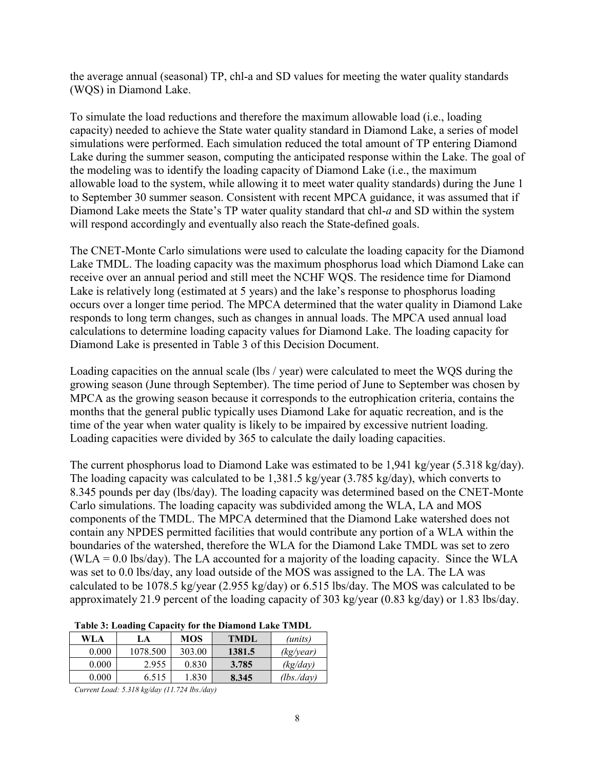the average annual (seasonal) TP, chl-a and SD values for meeting the water quality standards (WQS) in Diamond Lake.

To simulate the load reductions and therefore the maximum allowable load (i.e., loading capacity) needed to achieve the State water quality standard in Diamond Lake, a series of model simulations were performed. Each simulation reduced the total amount of TP entering Diamond Lake during the summer season, computing the anticipated response within the Lake. The goal of the modeling was to identify the loading capacity of Diamond Lake (i.e., the maximum allowable load to the system, while allowing it to meet water quality standards) during the June 1 to September 30 summer season. Consistent with recent MPCA guidance, it was assumed that if Diamond Lake meets the State's TP water quality standard that chl-*a* and SD within the system will respond accordingly and eventually also reach the State-defined goals.

The CNET-Monte Carlo simulations were used to calculate the loading capacity for the Diamond Lake TMDL. The loading capacity was the maximum phosphorus load which Diamond Lake can receive over an annual period and still meet the NCHF WQS. The residence time for Diamond Lake is relatively long (estimated at 5 years) and the lake's response to phosphorus loading occurs over a longer time period. The MPCA determined that the water quality in Diamond Lake responds to long term changes, such as changes in annual loads. The MPCA used annual load calculations to determine loading capacity values for Diamond Lake. The loading capacity for Diamond Lake is presented in Table 3 of this Decision Document.

Loading capacities on the annual scale (lbs / year) were calculated to meet the WQS during the growing season (June through September). The time period of June to September was chosen by MPCA as the growing season because it corresponds to the eutrophication criteria, contains the months that the general public typically uses Diamond Lake for aquatic recreation, and is the time of the year when water quality is likely to be impaired by excessive nutrient loading. Loading capacities were divided by 365 to calculate the daily loading capacities.

The current phosphorus load to Diamond Lake was estimated to be 1,941 kg/year (5.318 kg/day). The loading capacity was calculated to be 1,381.5 kg/year (3.785 kg/day), which converts to 8.345 pounds per day (lbs/day). The loading capacity was determined based on the CNET-Monte Carlo simulations. The loading capacity was subdivided among the WLA, LA and MOS components of the TMDL. The MPCA determined that the Diamond Lake watershed does not contain any NPDES permitted facilities that would contribute any portion of a WLA within the boundaries of the watershed, therefore the WLA for the Diamond Lake TMDL was set to zero (WLA = 0.0 lbs/day). The LA accounted for a majority of the loading capacity. Since the WLA was set to 0.0 lbs/day, any load outside of the MOS was assigned to the LA. The LA was calculated to be 1078.5 kg/year (2.955 kg/day) or 6.515 lbs/day. The MOS was calculated to be approximately 21.9 percent of the loading capacity of 303 kg/year (0.83 kg/day) or 1.83 lbs/day.

**Table 3: Loading Capacity for the Diamond Lake TMDL**

| WLA | LA | MOS | TMDL | *(units)* |
|---|---|---|---|---|
| 0.000 | 1078.500 | 303.00 | **1381.5** | *(kg/year)* |
| 0.000 | 2.955 | 0.830 | **3.785** | *(kg/day)* |
| 0.000 | 6.515 | 1.830 | **8.345** | *(lbs./day)* |

*Current Load: 5.318 kg/day (11.724 lbs./day)*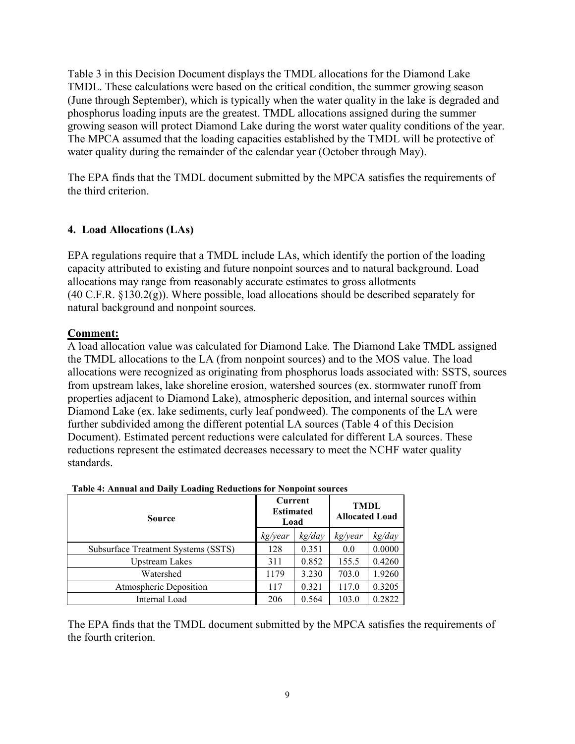Table 3 in this Decision Document displays the TMDL allocations for the Diamond Lake TMDL. These calculations were based on the critical condition, the summer growing season (June through September), which is typically when the water quality in the lake is degraded and phosphorus loading inputs are the greatest. TMDL allocations assigned during the summer growing season will protect Diamond Lake during the worst water quality conditions of the year. The MPCA assumed that the loading capacities established by the TMDL will be protective of water quality during the remainder of the calendar year (October through May).

The EPA finds that the TMDL document submitted by the MPCA satisfies the requirements of the third criterion.

### 4. Load Allocations (LAs)

EPA regulations require that a TMDL include LAs, which identify the portion of the loading capacity attributed to existing and future nonpoint sources and to natural background. Load allocations may range from reasonably accurate estimates to gross allotments (40 C.F.R. §130.2(g)). Where possible, load allocations should be described separately for natural background and nonpoint sources.

**Comment:**

A load allocation value was calculated for Diamond Lake. The Diamond Lake TMDL assigned the TMDL allocations to the LA (from nonpoint sources) and to the MOS value. The load allocations were recognized as originating from phosphorus loads associated with: SSTS, sources from upstream lakes, lake shoreline erosion, watershed sources (ex. stormwater runoff from properties adjacent to Diamond Lake), atmospheric deposition, and internal sources within Diamond Lake (ex. lake sediments, curly leaf pondweed). The components of the LA were further subdivided among the different potential LA sources (Table 4 of this Decision Document). Estimated percent reductions were calculated for different LA sources. These reductions represent the estimated decreases necessary to meet the NCHF water quality standards.

**Table 4: Annual and Daily Loading Reductions for Nonpoint sources**

| Source | Current Estimated Load | | TMDL Allocated Load | |
|---|---|---|---|---|
| | *kg/year* | *kg/day* | *kg/year* | *kg/day* |
| Subsurface Treatment Systems (SSTS) | 128 | 0.351 | 0.0 | 0.0000 |
| Upstream Lakes | 311 | 0.852 | 155.5 | 0.4260 |
| Watershed | 1179 | 3.230 | 703.0 | 1.9260 |
| Atmospheric Deposition | 117 | 0.321 | 117.0 | 0.3205 |
| Internal Load | 206 | 0.564 | 103.0 | 0.2822 |

The EPA finds that the TMDL document submitted by the MPCA satisfies the requirements of the fourth criterion.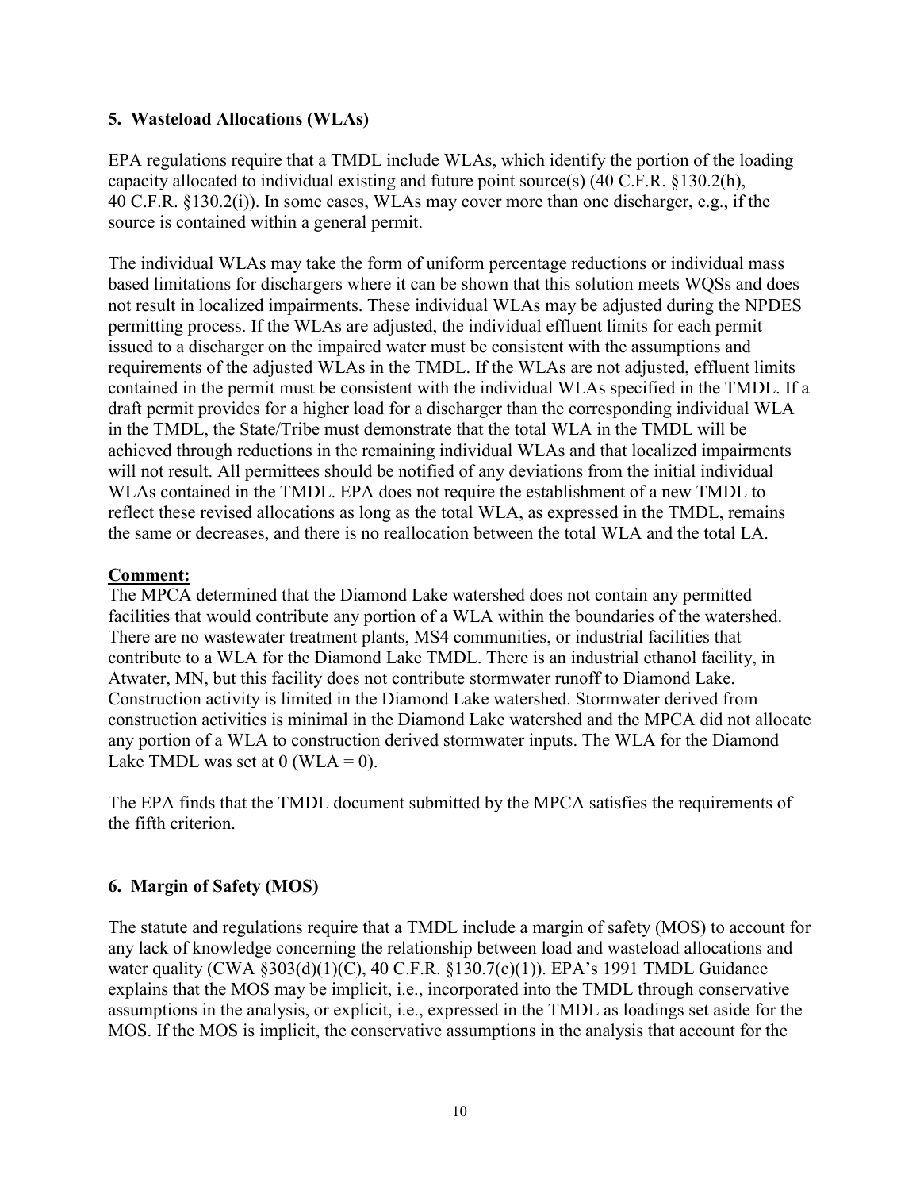### 5. Wasteload Allocations (WLAs)

EPA regulations require that a TMDL include WLAs, which identify the portion of the loading capacity allocated to individual existing and future point source(s) (40 C.F.R. §130.2(h), 40 C.F.R. §130.2(i)). In some cases, WLAs may cover more than one discharger, e.g., if the source is contained within a general permit.

The individual WLAs may take the form of uniform percentage reductions or individual mass based limitations for dischargers where it can be shown that this solution meets WQSs and does not result in localized impairments. These individual WLAs may be adjusted during the NPDES permitting process. If the WLAs are adjusted, the individual effluent limits for each permit issued to a discharger on the impaired water must be consistent with the assumptions and requirements of the adjusted WLAs in the TMDL. If the WLAs are not adjusted, effluent limits contained in the permit must be consistent with the individual WLAs specified in the TMDL. If a draft permit provides for a higher load for a discharger than the corresponding individual WLA in the TMDL, the State/Tribe must demonstrate that the total WLA in the TMDL will be achieved through reductions in the remaining individual WLAs and that localized impairments will not result. All permittees should be notified of any deviations from the initial individual WLAs contained in the TMDL. EPA does not require the establishment of a new TMDL to reflect these revised allocations as long as the total WLA, as expressed in the TMDL, remains the same or decreases, and there is no reallocation between the total WLA and the total LA.

**Comment:**
The MPCA determined that the Diamond Lake watershed does not contain any permitted facilities that would contribute any portion of a WLA within the boundaries of the watershed. There are no wastewater treatment plants, MS4 communities, or industrial facilities that contribute to a WLA for the Diamond Lake TMDL. There is an industrial ethanol facility, in Atwater, MN, but this facility does not contribute stormwater runoff to Diamond Lake. Construction activity is limited in the Diamond Lake watershed. Stormwater derived from construction activities is minimal in the Diamond Lake watershed and the MPCA did not allocate any portion of a WLA to construction derived stormwater inputs. The WLA for the Diamond Lake TMDL was set at 0 (WLA = 0).

The EPA finds that the TMDL document submitted by the MPCA satisfies the requirements of the fifth criterion.

### 6. Margin of Safety (MOS)

The statute and regulations require that a TMDL include a margin of safety (MOS) to account for any lack of knowledge concerning the relationship between load and wasteload allocations and water quality (CWA §303(d)(1)(C), 40 C.F.R. §130.7(c)(1)). EPA's 1991 TMDL Guidance explains that the MOS may be implicit, i.e., incorporated into the TMDL through conservative assumptions in the analysis, or explicit, i.e., expressed in the TMDL as loadings set aside for the MOS. If the MOS is implicit, the conservative assumptions in the analysis that account for the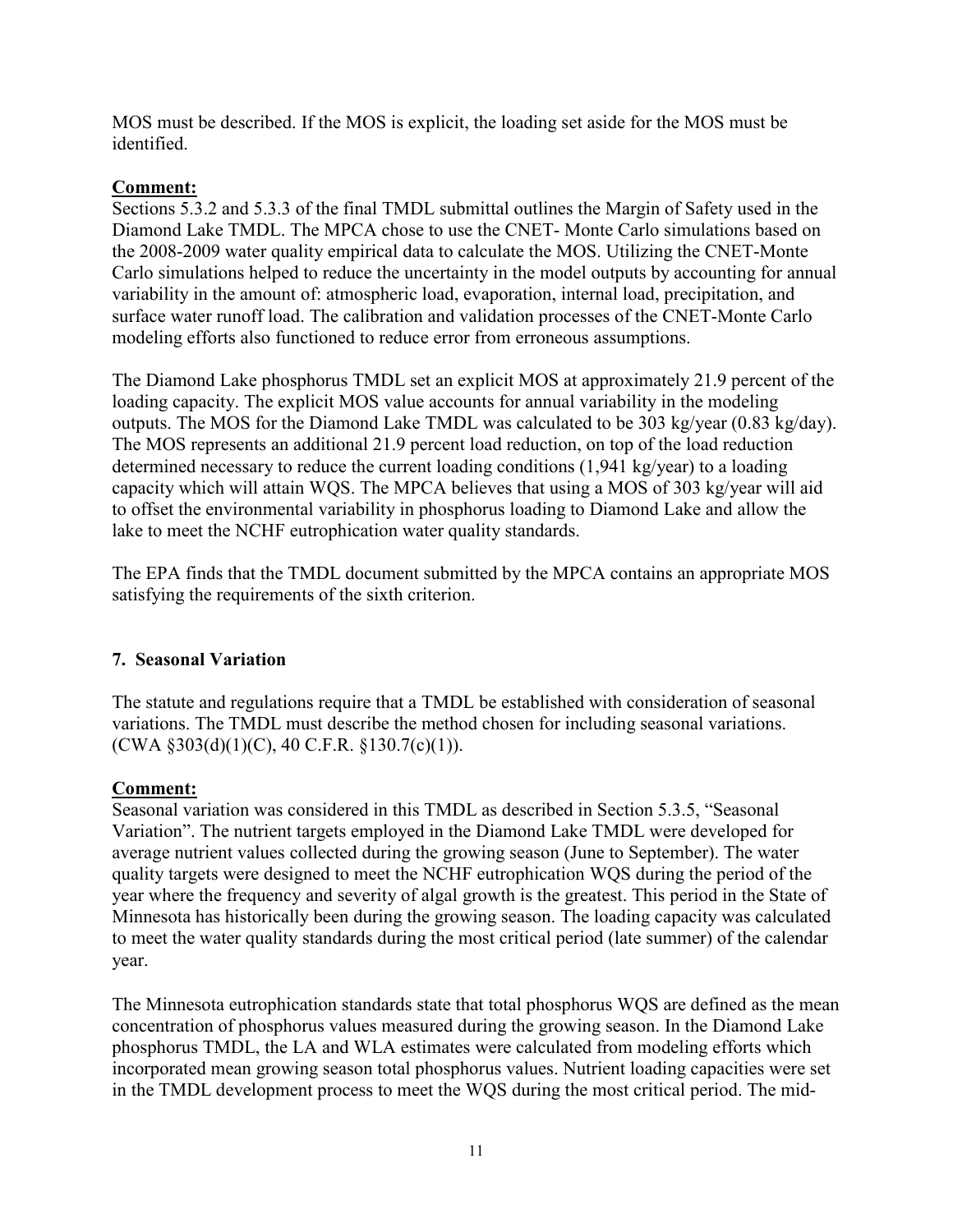MOS must be described. If the MOS is explicit, the loading set aside for the MOS must be identified.

**Comment:**

Sections 5.3.2 and 5.3.3 of the final TMDL submittal outlines the Margin of Safety used in the Diamond Lake TMDL. The MPCA chose to use the CNET- Monte Carlo simulations based on the 2008-2009 water quality empirical data to calculate the MOS. Utilizing the CNET-Monte Carlo simulations helped to reduce the uncertainty in the model outputs by accounting for annual variability in the amount of: atmospheric load, evaporation, internal load, precipitation, and surface water runoff load. The calibration and validation processes of the CNET-Monte Carlo modeling efforts also functioned to reduce error from erroneous assumptions.

The Diamond Lake phosphorus TMDL set an explicit MOS at approximately 21.9 percent of the loading capacity. The explicit MOS value accounts for annual variability in the modeling outputs. The MOS for the Diamond Lake TMDL was calculated to be 303 kg/year (0.83 kg/day). The MOS represents an additional 21.9 percent load reduction, on top of the load reduction determined necessary to reduce the current loading conditions (1,941 kg/year) to a loading capacity which will attain WQS. The MPCA believes that using a MOS of 303 kg/year will aid to offset the environmental variability in phosphorus loading to Diamond Lake and allow the lake to meet the NCHF eutrophication water quality standards.

The EPA finds that the TMDL document submitted by the MPCA contains an appropriate MOS satisfying the requirements of the sixth criterion.

### 7. Seasonal Variation

The statute and regulations require that a TMDL be established with consideration of seasonal variations. The TMDL must describe the method chosen for including seasonal variations. (CWA §303(d)(1)(C), 40 C.F.R. §130.7(c)(1)).

**Comment:**

Seasonal variation was considered in this TMDL as described in Section 5.3.5, "Seasonal Variation". The nutrient targets employed in the Diamond Lake TMDL were developed for average nutrient values collected during the growing season (June to September). The water quality targets were designed to meet the NCHF eutrophication WQS during the period of the year where the frequency and severity of algal growth is the greatest. This period in the State of Minnesota has historically been during the growing season. The loading capacity was calculated to meet the water quality standards during the most critical period (late summer) of the calendar year.

The Minnesota eutrophication standards state that total phosphorus WQS are defined as the mean concentration of phosphorus values measured during the growing season. In the Diamond Lake phosphorus TMDL, the LA and WLA estimates were calculated from modeling efforts which incorporated mean growing season total phosphorus values. Nutrient loading capacities were set in the TMDL development process to meet the WQS during the most critical period. The mid-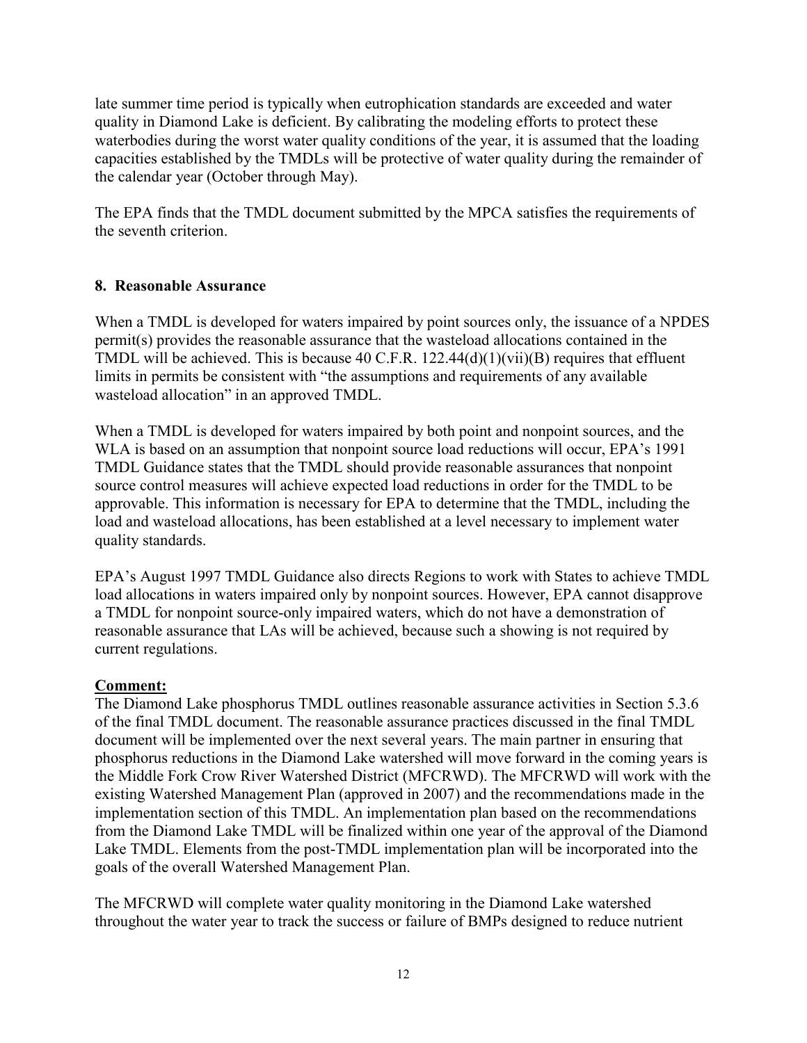late summer time period is typically when eutrophication standards are exceeded and water quality in Diamond Lake is deficient. By calibrating the modeling efforts to protect these waterbodies during the worst water quality conditions of the year, it is assumed that the loading capacities established by the TMDLs will be protective of water quality during the remainder of the calendar year (October through May).

The EPA finds that the TMDL document submitted by the MPCA satisfies the requirements of the seventh criterion.

## 8. Reasonable Assurance

When a TMDL is developed for waters impaired by point sources only, the issuance of a NPDES permit(s) provides the reasonable assurance that the wasteload allocations contained in the TMDL will be achieved. This is because 40 C.F.R. 122.44(d)(1)(vii)(B) requires that effluent limits in permits be consistent with "the assumptions and requirements of any available wasteload allocation" in an approved TMDL.

When a TMDL is developed for waters impaired by both point and nonpoint sources, and the WLA is based on an assumption that nonpoint source load reductions will occur, EPA's 1991 TMDL Guidance states that the TMDL should provide reasonable assurances that nonpoint source control measures will achieve expected load reductions in order for the TMDL to be approvable. This information is necessary for EPA to determine that the TMDL, including the load and wasteload allocations, has been established at a level necessary to implement water quality standards.

EPA's August 1997 TMDL Guidance also directs Regions to work with States to achieve TMDL load allocations in waters impaired only by nonpoint sources. However, EPA cannot disapprove a TMDL for nonpoint source-only impaired waters, which do not have a demonstration of reasonable assurance that LAs will be achieved, because such a showing is not required by current regulations.

**Comment:**

The Diamond Lake phosphorus TMDL outlines reasonable assurance activities in Section 5.3.6 of the final TMDL document. The reasonable assurance practices discussed in the final TMDL document will be implemented over the next several years. The main partner in ensuring that phosphorus reductions in the Diamond Lake watershed will move forward in the coming years is the Middle Fork Crow River Watershed District (MFCRWD). The MFCRWD will work with the existing Watershed Management Plan (approved in 2007) and the recommendations made in the implementation section of this TMDL. An implementation plan based on the recommendations from the Diamond Lake TMDL will be finalized within one year of the approval of the Diamond Lake TMDL. Elements from the post-TMDL implementation plan will be incorporated into the goals of the overall Watershed Management Plan.

The MFCRWD will complete water quality monitoring in the Diamond Lake watershed throughout the water year to track the success or failure of BMPs designed to reduce nutrient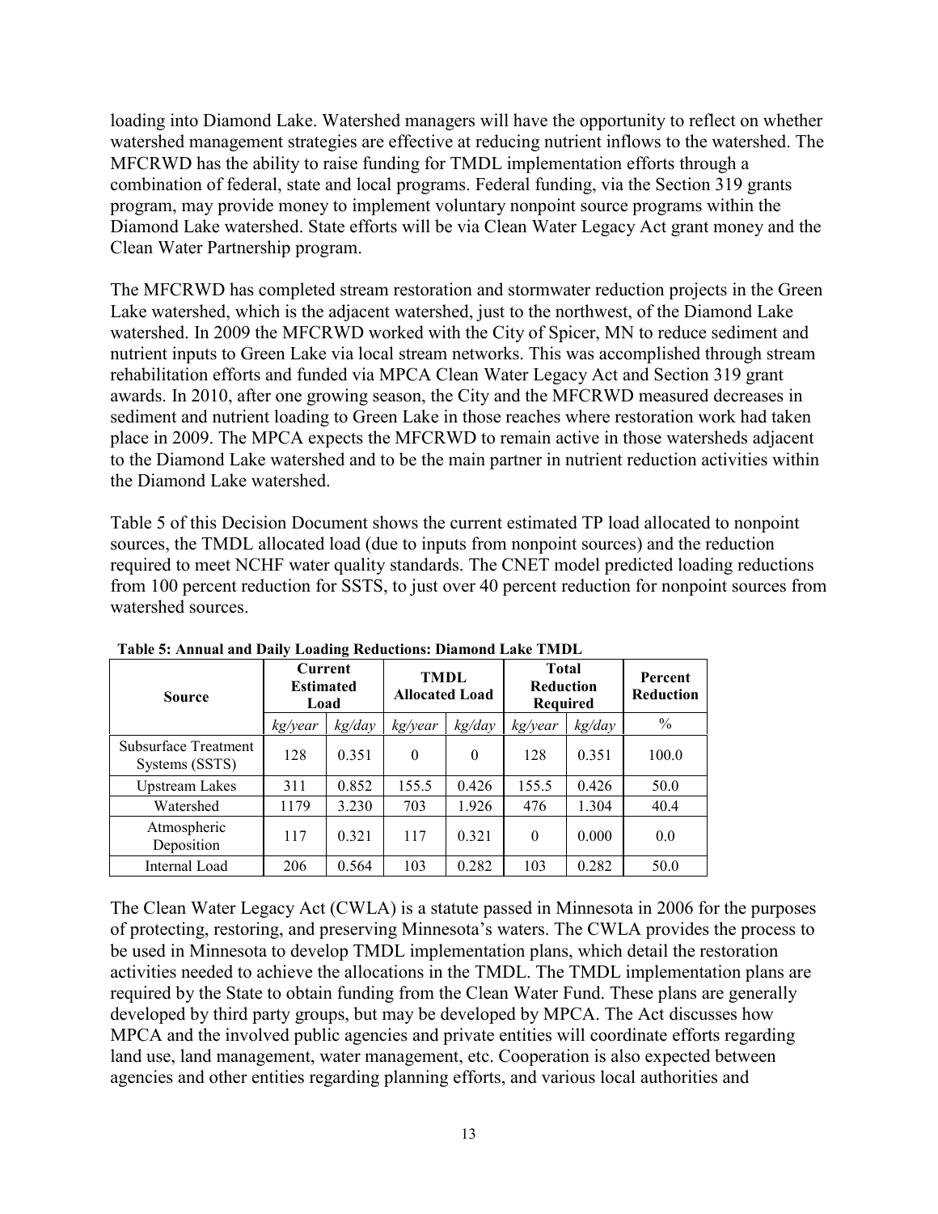loading into Diamond Lake. Watershed managers will have the opportunity to reflect on whether watershed management strategies are effective at reducing nutrient inflows to the watershed. The MFCRWD has the ability to raise funding for TMDL implementation efforts through a combination of federal, state and local programs. Federal funding, via the Section 319 grants program, may provide money to implement voluntary nonpoint source programs within the Diamond Lake watershed. State efforts will be via Clean Water Legacy Act grant money and the Clean Water Partnership program.

The MFCRWD has completed stream restoration and stormwater reduction projects in the Green Lake watershed, which is the adjacent watershed, just to the northwest, of the Diamond Lake watershed. In 2009 the MFCRWD worked with the City of Spicer, MN to reduce sediment and nutrient inputs to Green Lake via local stream networks. This was accomplished through stream rehabilitation efforts and funded via MPCA Clean Water Legacy Act and Section 319 grant awards. In 2010, after one growing season, the City and the MFCRWD measured decreases in sediment and nutrient loading to Green Lake in those reaches where restoration work had taken place in 2009. The MPCA expects the MFCRWD to remain active in those watersheds adjacent to the Diamond Lake watershed and to be the main partner in nutrient reduction activities within the Diamond Lake watershed.

Table 5 of this Decision Document shows the current estimated TP load allocated to nonpoint sources, the TMDL allocated load (due to inputs from nonpoint sources) and the reduction required to meet NCHF water quality standards. The CNET model predicted loading reductions from 100 percent reduction for SSTS, to just over 40 percent reduction for nonpoint sources from watershed sources.

**Table 5: Annual and Daily Loading Reductions: Diamond Lake TMDL**

| Source | Current Estimated Load | | TMDL Allocated Load | | Total Reduction Required | | Percent Reduction |
|---|---|---|---|---|---|---|---|
| | *kg/year* | *kg/day* | *kg/year* | *kg/day* | *kg/year* | *kg/day* | % |
| Subsurface Treatment Systems (SSTS) | 128 | 0.351 | 0 | 0 | 128 | 0.351 | 100.0 |
| Upstream Lakes | 311 | 0.852 | 155.5 | 0.426 | 155.5 | 0.426 | 50.0 |
| Watershed | 1179 | 3.230 | 703 | 1.926 | 476 | 1.304 | 40.4 |
| Atmospheric Deposition | 117 | 0.321 | 117 | 0.321 | 0 | 0.000 | 0.0 |
| Internal Load | 206 | 0.564 | 103 | 0.282 | 103 | 0.282 | 50.0 |

The Clean Water Legacy Act (CWLA) is a statute passed in Minnesota in 2006 for the purposes of protecting, restoring, and preserving Minnesota's waters. The CWLA provides the process to be used in Minnesota to develop TMDL implementation plans, which detail the restoration activities needed to achieve the allocations in the TMDL. The TMDL implementation plans are required by the State to obtain funding from the Clean Water Fund. These plans are generally developed by third party groups, but may be developed by MPCA. The Act discusses how MPCA and the involved public agencies and private entities will coordinate efforts regarding land use, land management, water management, etc. Cooperation is also expected between agencies and other entities regarding planning efforts, and various local authorities and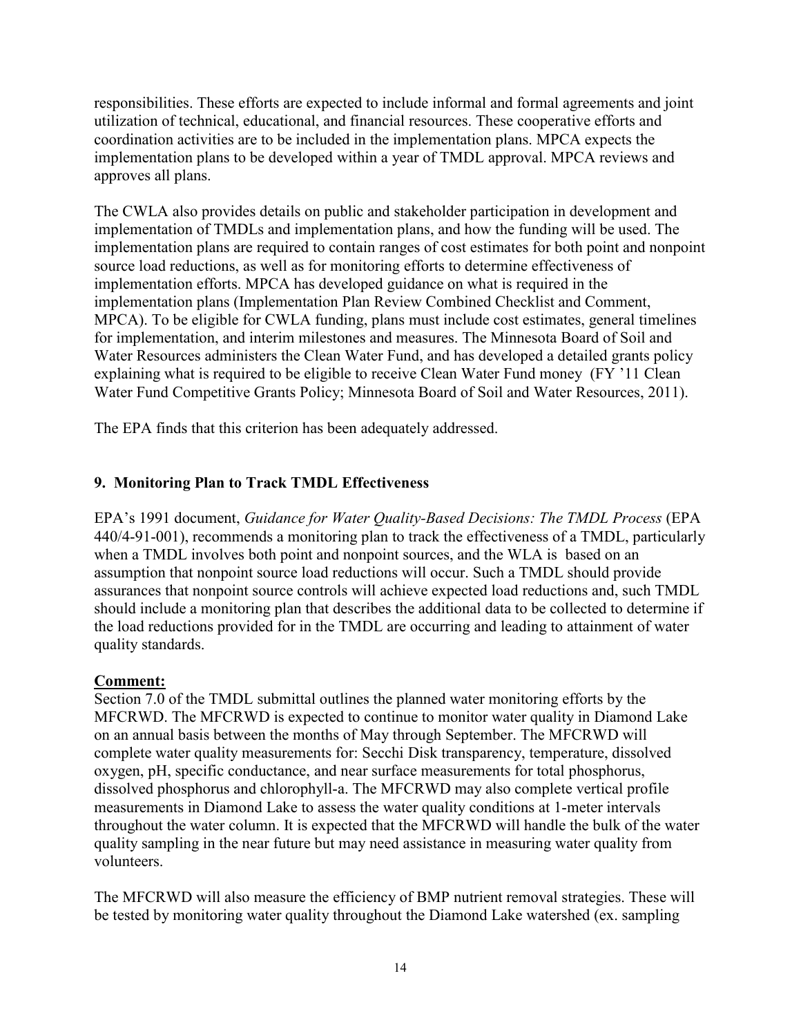responsibilities. These efforts are expected to include informal and formal agreements and joint utilization of technical, educational, and financial resources. These cooperative efforts and coordination activities are to be included in the implementation plans. MPCA expects the implementation plans to be developed within a year of TMDL approval. MPCA reviews and approves all plans.

The CWLA also provides details on public and stakeholder participation in development and implementation of TMDLs and implementation plans, and how the funding will be used. The implementation plans are required to contain ranges of cost estimates for both point and nonpoint source load reductions, as well as for monitoring efforts to determine effectiveness of implementation efforts. MPCA has developed guidance on what is required in the implementation plans (Implementation Plan Review Combined Checklist and Comment, MPCA). To be eligible for CWLA funding, plans must include cost estimates, general timelines for implementation, and interim milestones and measures. The Minnesota Board of Soil and Water Resources administers the Clean Water Fund, and has developed a detailed grants policy explaining what is required to be eligible to receive Clean Water Fund money (FY '11 Clean Water Fund Competitive Grants Policy; Minnesota Board of Soil and Water Resources, 2011).

The EPA finds that this criterion has been adequately addressed.

## 9. Monitoring Plan to Track TMDL Effectiveness

EPA's 1991 document, *Guidance for Water Quality-Based Decisions: The TMDL Process* (EPA 440/4-91-001), recommends a monitoring plan to track the effectiveness of a TMDL, particularly when a TMDL involves both point and nonpoint sources, and the WLA is based on an assumption that nonpoint source load reductions will occur. Such a TMDL should provide assurances that nonpoint source controls will achieve expected load reductions and, such TMDL should include a monitoring plan that describes the additional data to be collected to determine if the load reductions provided for in the TMDL are occurring and leading to attainment of water quality standards.

**Comment:**

Section 7.0 of the TMDL submittal outlines the planned water monitoring efforts by the MFCRWD. The MFCRWD is expected to continue to monitor water quality in Diamond Lake on an annual basis between the months of May through September. The MFCRWD will complete water quality measurements for: Secchi Disk transparency, temperature, dissolved oxygen, pH, specific conductance, and near surface measurements for total phosphorus, dissolved phosphorus and chlorophyll-a. The MFCRWD may also complete vertical profile measurements in Diamond Lake to assess the water quality conditions at 1-meter intervals throughout the water column. It is expected that the MFCRWD will handle the bulk of the water quality sampling in the near future but may need assistance in measuring water quality from volunteers.

The MFCRWD will also measure the efficiency of BMP nutrient removal strategies. These will be tested by monitoring water quality throughout the Diamond Lake watershed (ex. sampling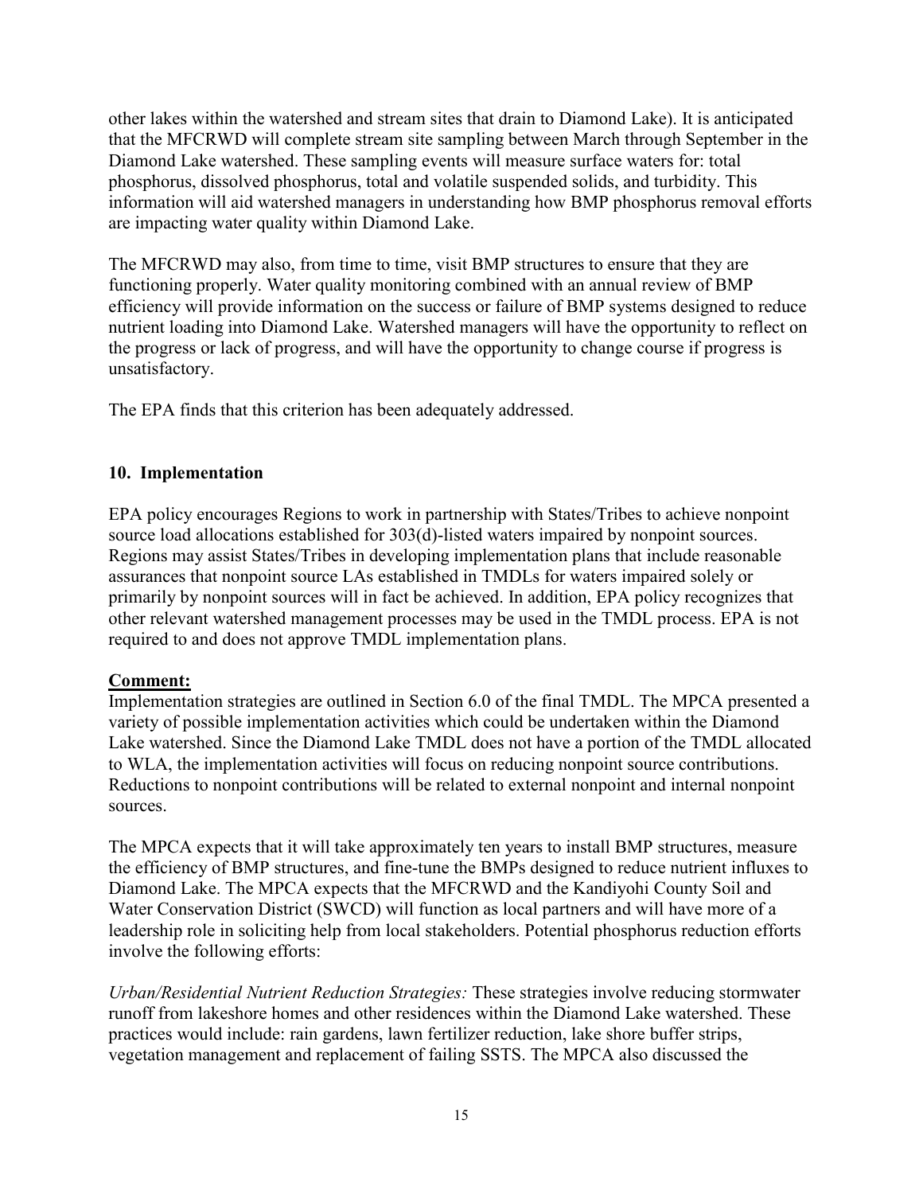other lakes within the watershed and stream sites that drain to Diamond Lake). It is anticipated that the MFCRWD will complete stream site sampling between March through September in the Diamond Lake watershed. These sampling events will measure surface waters for: total phosphorus, dissolved phosphorus, total and volatile suspended solids, and turbidity. This information will aid watershed managers in understanding how BMP phosphorus removal efforts are impacting water quality within Diamond Lake.

The MFCRWD may also, from time to time, visit BMP structures to ensure that they are functioning properly. Water quality monitoring combined with an annual review of BMP efficiency will provide information on the success or failure of BMP systems designed to reduce nutrient loading into Diamond Lake. Watershed managers will have the opportunity to reflect on the progress or lack of progress, and will have the opportunity to change course if progress is unsatisfactory.

The EPA finds that this criterion has been adequately addressed.

## 10. Implementation

EPA policy encourages Regions to work in partnership with States/Tribes to achieve nonpoint source load allocations established for 303(d)-listed waters impaired by nonpoint sources. Regions may assist States/Tribes in developing implementation plans that include reasonable assurances that nonpoint source LAs established in TMDLs for waters impaired solely or primarily by nonpoint sources will in fact be achieved. In addition, EPA policy recognizes that other relevant watershed management processes may be used in the TMDL process. EPA is not required to and does not approve TMDL implementation plans.

**Comment:**

Implementation strategies are outlined in Section 6.0 of the final TMDL. The MPCA presented a variety of possible implementation activities which could be undertaken within the Diamond Lake watershed. Since the Diamond Lake TMDL does not have a portion of the TMDL allocated to WLA, the implementation activities will focus on reducing nonpoint source contributions. Reductions to nonpoint contributions will be related to external nonpoint and internal nonpoint sources.

The MPCA expects that it will take approximately ten years to install BMP structures, measure the efficiency of BMP structures, and fine-tune the BMPs designed to reduce nutrient influxes to Diamond Lake. The MPCA expects that the MFCRWD and the Kandiyohi County Soil and Water Conservation District (SWCD) will function as local partners and will have more of a leadership role in soliciting help from local stakeholders. Potential phosphorus reduction efforts involve the following efforts:

*Urban/Residential Nutrient Reduction Strategies:* These strategies involve reducing stormwater runoff from lakeshore homes and other residences within the Diamond Lake watershed. These practices would include: rain gardens, lawn fertilizer reduction, lake shore buffer strips, vegetation management and replacement of failing SSTS. The MPCA also discussed the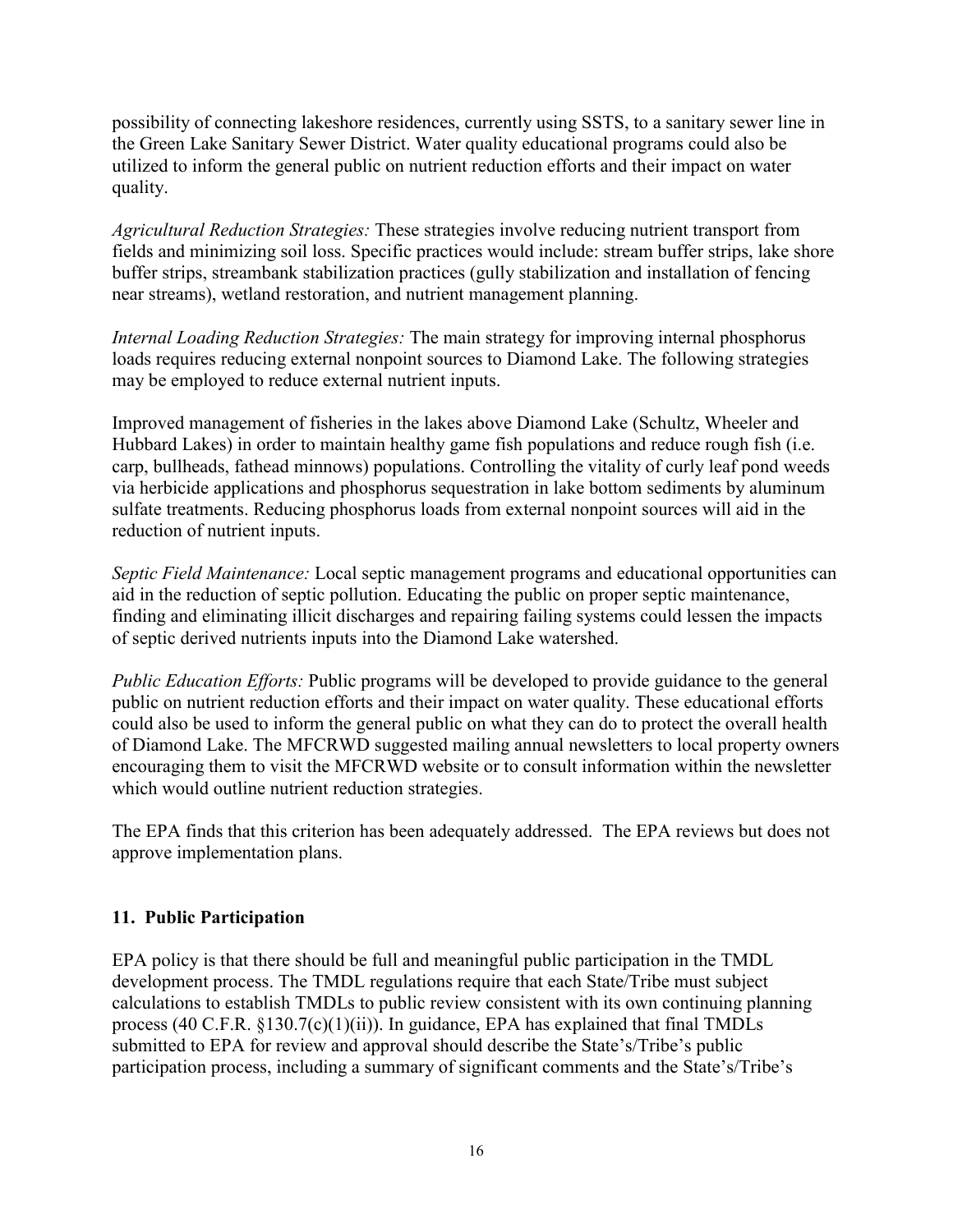possibility of connecting lakeshore residences, currently using SSTS, to a sanitary sewer line in the Green Lake Sanitary Sewer District. Water quality educational programs could also be utilized to inform the general public on nutrient reduction efforts and their impact on water quality.

*Agricultural Reduction Strategies:* These strategies involve reducing nutrient transport from fields and minimizing soil loss. Specific practices would include: stream buffer strips, lake shore buffer strips, streambank stabilization practices (gully stabilization and installation of fencing near streams), wetland restoration, and nutrient management planning.

*Internal Loading Reduction Strategies:* The main strategy for improving internal phosphorus loads requires reducing external nonpoint sources to Diamond Lake. The following strategies may be employed to reduce external nutrient inputs.

Improved management of fisheries in the lakes above Diamond Lake (Schultz, Wheeler and Hubbard Lakes) in order to maintain healthy game fish populations and reduce rough fish (i.e. carp, bullheads, fathead minnows) populations. Controlling the vitality of curly leaf pond weeds via herbicide applications and phosphorus sequestration in lake bottom sediments by aluminum sulfate treatments. Reducing phosphorus loads from external nonpoint sources will aid in the reduction of nutrient inputs.

*Septic Field Maintenance:* Local septic management programs and educational opportunities can aid in the reduction of septic pollution. Educating the public on proper septic maintenance, finding and eliminating illicit discharges and repairing failing systems could lessen the impacts of septic derived nutrients inputs into the Diamond Lake watershed.

*Public Education Efforts:* Public programs will be developed to provide guidance to the general public on nutrient reduction efforts and their impact on water quality. These educational efforts could also be used to inform the general public on what they can do to protect the overall health of Diamond Lake. The MFCRWD suggested mailing annual newsletters to local property owners encouraging them to visit the MFCRWD website or to consult information within the newsletter which would outline nutrient reduction strategies.

The EPA finds that this criterion has been adequately addressed. The EPA reviews but does not approve implementation plans.

## 11. Public Participation

EPA policy is that there should be full and meaningful public participation in the TMDL development process. The TMDL regulations require that each State/Tribe must subject calculations to establish TMDLs to public review consistent with its own continuing planning process (40 C.F.R. §130.7(c)(1)(ii)). In guidance, EPA has explained that final TMDLs submitted to EPA for review and approval should describe the State's/Tribe's public participation process, including a summary of significant comments and the State's/Tribe's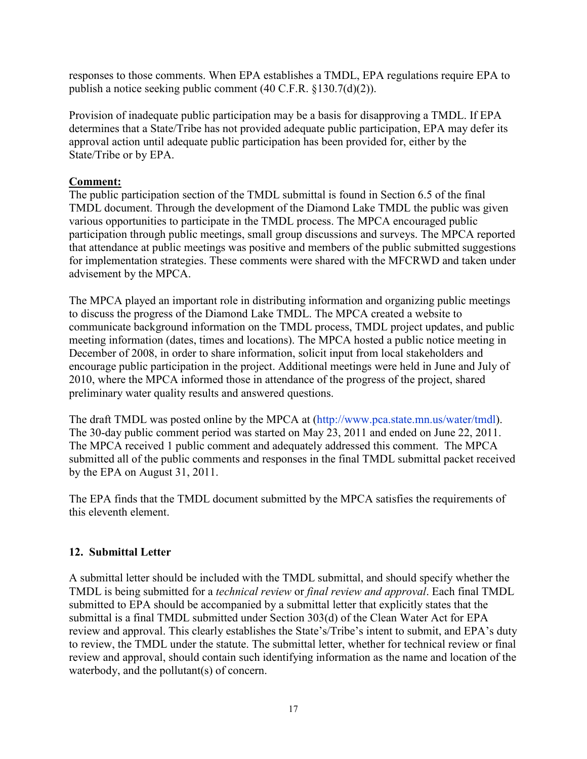responses to those comments. When EPA establishes a TMDL, EPA regulations require EPA to publish a notice seeking public comment (40 C.F.R. §130.7(d)(2)).

Provision of inadequate public participation may be a basis for disapproving a TMDL. If EPA determines that a State/Tribe has not provided adequate public participation, EPA may defer its approval action until adequate public participation has been provided for, either by the State/Tribe or by EPA.

**Comment:**
The public participation section of the TMDL submittal is found in Section 6.5 of the final TMDL document. Through the development of the Diamond Lake TMDL the public was given various opportunities to participate in the TMDL process. The MPCA encouraged public participation through public meetings, small group discussions and surveys. The MPCA reported that attendance at public meetings was positive and members of the public submitted suggestions for implementation strategies. These comments were shared with the MFCRWD and taken under advisement by the MPCA.

The MPCA played an important role in distributing information and organizing public meetings to discuss the progress of the Diamond Lake TMDL. The MPCA created a website to communicate background information on the TMDL process, TMDL project updates, and public meeting information (dates, times and locations). The MPCA hosted a public notice meeting in December of 2008, in order to share information, solicit input from local stakeholders and encourage public participation in the project. Additional meetings were held in June and July of 2010, where the MPCA informed those in attendance of the progress of the project, shared preliminary water quality results and answered questions.

The draft TMDL was posted online by the MPCA at (http://www.pca.state.mn.us/water/tmdl). The 30-day public comment period was started on May 23, 2011 and ended on June 22, 2011. The MPCA received 1 public comment and adequately addressed this comment. The MPCA submitted all of the public comments and responses in the final TMDL submittal packet received by the EPA on August 31, 2011.

The EPA finds that the TMDL document submitted by the MPCA satisfies the requirements of this eleventh element.

### 12. Submittal Letter

A submittal letter should be included with the TMDL submittal, and should specify whether the TMDL is being submitted for a *technical review* or *final review and approval*. Each final TMDL submitted to EPA should be accompanied by a submittal letter that explicitly states that the submittal is a final TMDL submitted under Section 303(d) of the Clean Water Act for EPA review and approval. This clearly establishes the State's/Tribe's intent to submit, and EPA's duty to review, the TMDL under the statute. The submittal letter, whether for technical review or final review and approval, should contain such identifying information as the name and location of the waterbody, and the pollutant(s) of concern.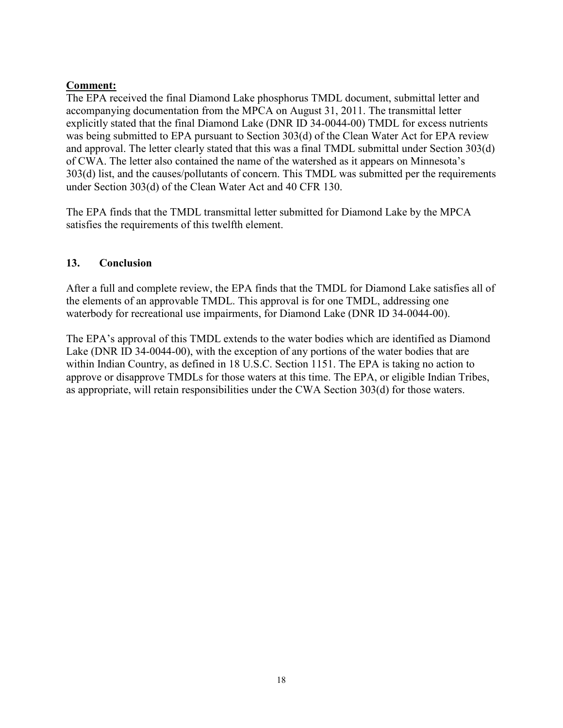**Comment:**

The EPA received the final Diamond Lake phosphorus TMDL document, submittal letter and accompanying documentation from the MPCA on August 31, 2011. The transmittal letter explicitly stated that the final Diamond Lake (DNR ID 34-0044-00) TMDL for excess nutrients was being submitted to EPA pursuant to Section 303(d) of the Clean Water Act for EPA review and approval. The letter clearly stated that this was a final TMDL submittal under Section 303(d) of CWA. The letter also contained the name of the watershed as it appears on Minnesota's 303(d) list, and the causes/pollutants of concern. This TMDL was submitted per the requirements under Section 303(d) of the Clean Water Act and 40 CFR 130.

The EPA finds that the TMDL transmittal letter submitted for Diamond Lake by the MPCA satisfies the requirements of this twelfth element.

### 13. Conclusion

After a full and complete review, the EPA finds that the TMDL for Diamond Lake satisfies all of the elements of an approvable TMDL. This approval is for one TMDL, addressing one waterbody for recreational use impairments, for Diamond Lake (DNR ID 34-0044-00).

The EPA's approval of this TMDL extends to the water bodies which are identified as Diamond Lake (DNR ID 34-0044-00), with the exception of any portions of the water bodies that are within Indian Country, as defined in 18 U.S.C. Section 1151. The EPA is taking no action to approve or disapprove TMDLs for those waters at this time. The EPA, or eligible Indian Tribes, as appropriate, will retain responsibilities under the CWA Section 303(d) for those waters.